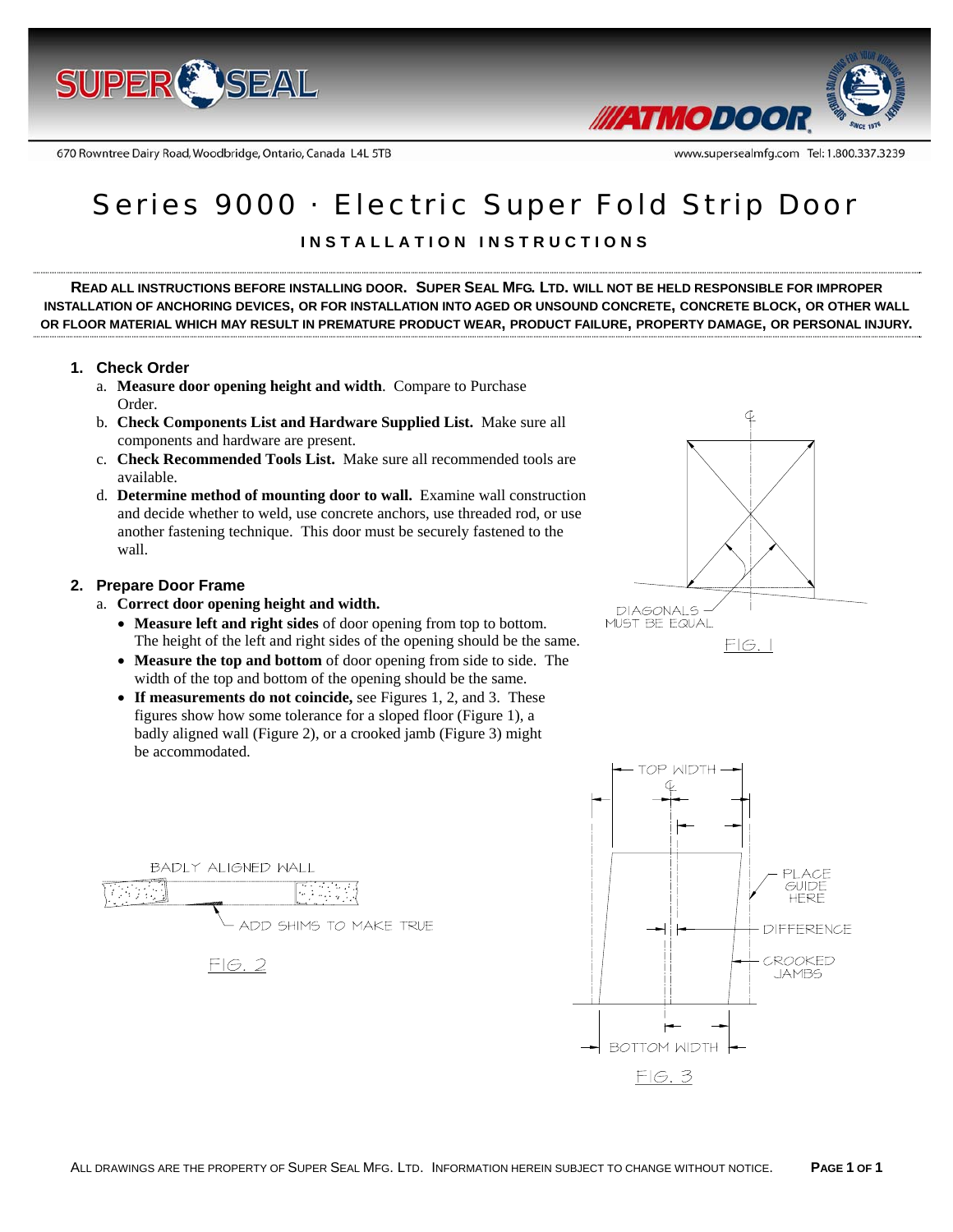670 Rowntree Dairy Road, Woodbridge, Ontario, Canada L4L 5TB

www.supersealmfg.com Tel: 1.800.337.3239

# Series 9000 · Electric Super Fold Strip Door

## INSTALLATION INSTRUCTIONS

**READ ALL INSTRUCTIONS BEFORE INSTALLING DOOR. SUPER SEAL MFG. LTD. WILL NOT BE HELD RESPONSIBLE FOR IMPROPER INSTALLATION OF ANCHORING DEVICES, OR FOR INSTALLATION INTO AGED OR UNSOUND CONCRETE, CONCRETE BLOCK, OR OTHER WALL OR FLOOR MATERIAL WHICH MAY RESULT IN PREMATURE PRODUCT WEAR, PRODUCT FAILURE, PROPERTY DAMAGE, OR PERSONAL INJURY.**

### 1. Check Order

a. **Measure door opening height and width**. Compare to Purchase Order.

b. **Check Components List and Hardware Supplied List.** Make sure all components and hardware are present.

c. **Check Recommended Tools List.** Make sure all recommended tools are available.

d. **Determine method of mounting door to wall.** Examine wall construction and decide whether to weld, use concrete anchors, use threaded rod, or use another fastening technique. This door must be securely fastened to the wall.

### 2. Prepare Door Frame

a. **Correct door opening height and width.**

- **Measure left and right sides** of door opening from top to bottom. The height of the left and right sides of the opening should be the same.
- **Measure the top and bottom** of door opening from side to side. The width of the top and bottom of the opening should be the same.
- **If measurements do not coincide,** see Figures 1, 2, and 3. These figures show how some tolerance for a sloped floor (Figure 1), a badly aligned wall (Figure 2), or a crooked jamb (Figure 3) might be accommodated.

DIAGONALS MUST BE EQUAL

FIG. 1

BADLY ALIGNED WALL

ADD SHIMS TO MAKE TRUE

FIG. 2

TOP WIDTH

PLACE GUIDE HERE

DIFFERENCE

CROOKED JAMBS

BOTTOM WIDTH

FIG. 3

ALL DRAWINGS ARE THE PROPERTY OF SUPER SEAL MFG. LTD. INFORMATION HEREIN SUBJECT TO CHANGE WITHOUT NOTICE.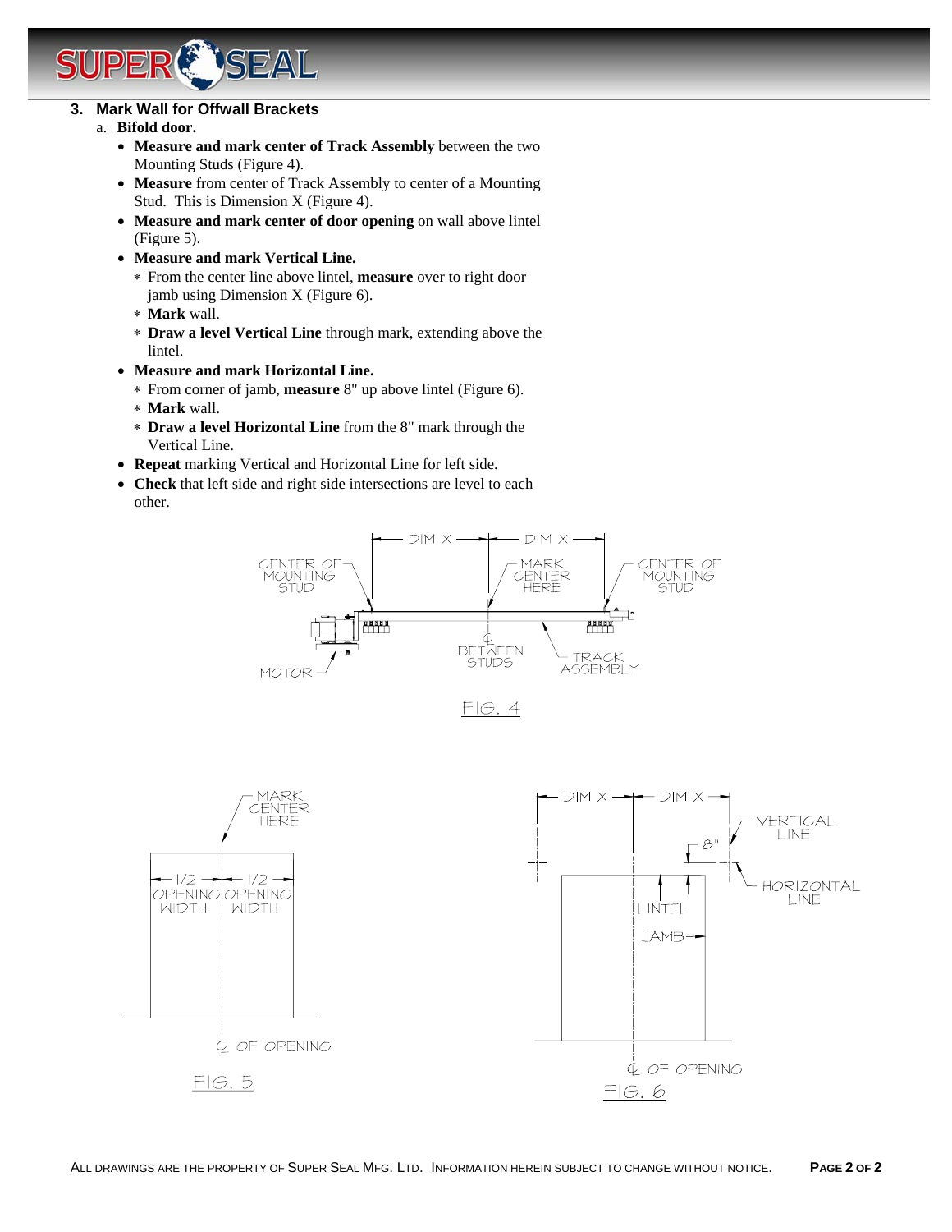### 3. Mark Wall for Offwall Brackets

a. **Bifold door.**

- **Measure and mark center of Track Assembly** between the two Mounting Studs (Figure 4).
- **Measure** from center of Track Assembly to center of a Mounting Stud. This is Dimension X (Figure 4).
- **Measure and mark center of door opening** on wall above lintel (Figure 5).
- **Measure and mark Vertical Line.**
  - From the center line above lintel, **measure** over to right door jamb using Dimension X (Figure 6).
  - **Mark** wall.
  - **Draw a level Vertical Line** through mark, extending above the lintel.
- **Measure and mark Horizontal Line.**
  - From corner of jamb, **measure** 8" up above lintel (Figure 6).
  - **Mark** wall.
  - **Draw a level Horizontal Line** from the 8" mark through the Vertical Line.
- **Repeat** marking Vertical and Horizontal Line for left side.
- **Check** that left side and right side intersections are level to each other.

FIG. 4

FIG. 5

FIG. 6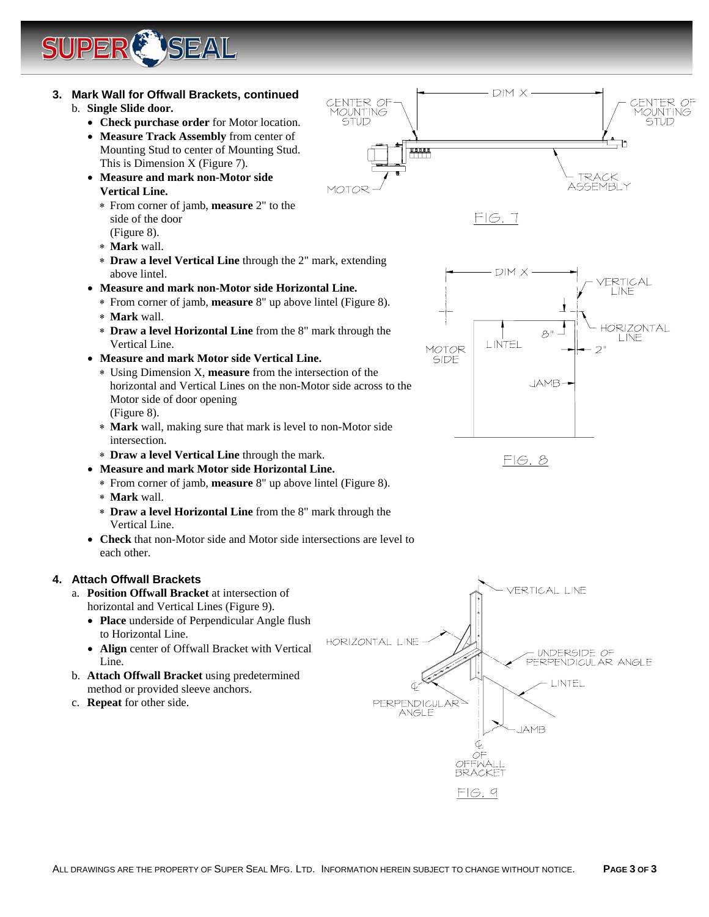### 3. Mark Wall for Offwall Brackets, continued

b. **Single Slide door.**
- **Check purchase order** for Motor location.
- **Measure Track Assembly** from center of Mounting Stud to center of Mounting Stud. This is Dimension X (Figure 7).
- **Measure and mark non-Motor side Vertical Line.**
  - From corner of jamb, **measure** 2" to the side of the door (Figure 8).
  - **Mark** wall.
  - **Draw a level Vertical Line** through the 2" mark, extending above lintel.
- **Measure and mark non-Motor side Horizontal Line.**
  - From corner of jamb, **measure** 8" up above lintel (Figure 8).
  - **Mark** wall.
  - **Draw a level Horizontal Line** from the 8" mark through the Vertical Line.
- **Measure and mark Motor side Vertical Line.**
  - Using Dimension X, **measure** from the intersection of the horizontal and Vertical Lines on the non-Motor side across to the Motor side of door opening (Figure 8).
  - **Mark** wall, making sure that mark is level to non-Motor side intersection.
  - **Draw a level Vertical Line** through the mark.
- **Measure and mark Motor side Horizontal Line.**
  - From corner of jamb, **measure** 8" up above lintel (Figure 8).
  - **Mark** wall.
  - **Draw a level Horizontal Line** from the 8" mark through the Vertical Line.
- **Check** that non-Motor side and Motor side intersections are level to each other.

FIG. 7

FIG. 8

### 4. Attach Offwall Brackets

a. **Position Offwall Bracket** at intersection of horizontal and Vertical Lines (Figure 9).
- **Place** underside of Perpendicular Angle flush to Horizontal Line.
- **Align** center of Offwall Bracket with Vertical Line.

b. **Attach Offwall Bracket** using predetermined method or provided sleeve anchors.

c. **Repeat** for other side.

FIG. 9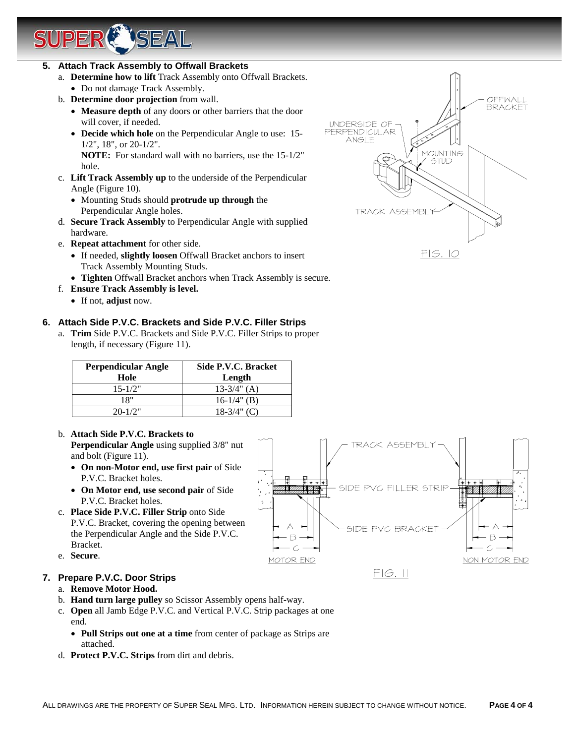## 5. Attach Track Assembly to Offwall Brackets

a. **Determine how to lift** Track Assembly onto Offwall Brackets.
   - Do not damage Track Assembly.

b. **Determine door projection** from wall.
   - **Measure depth** of any doors or other barriers that the door will cover, if needed.
   - **Decide which hole** on the Perpendicular Angle to use: 15-1/2", 18", or 20-1/2".
     **NOTE:** For standard wall with no barriers, use the 15-1/2" hole.

c. **Lift Track Assembly up** to the underside of the Perpendicular Angle (Figure 10).
   - Mounting Studs should **protrude up through** the Perpendicular Angle holes.

d. **Secure Track Assembly** to Perpendicular Angle with supplied hardware.

e. **Repeat attachment** for other side.
   - If needed, **slightly loosen** Offwall Bracket anchors to insert Track Assembly Mounting Studs.
   - **Tighten** Offwall Bracket anchors when Track Assembly is secure.

f. **Ensure Track Assembly is level.**
   - If not, **adjust** now.

OFFWALL BRACKET

UNDERSIDE OF PERPENDICULAR ANGLE

MOUNTING STUD

TRACK ASSEMBLY

FIG. 10

## 6. Attach Side P.V.C. Brackets and Side P.V.C. Filler Strips

a. **Trim** Side P.V.C. Brackets and Side P.V.C. Filler Strips to proper length, if necessary (Figure 11).

| Perpendicular Angle Hole | Side P.V.C. Bracket Length |
|---|---|
| 15-1/2" | 13-3/4" (A) |
| 18" | 16-1/4" (B) |
| 20-1/2" | 18-3/4" (C) |

b. **Attach Side P.V.C. Brackets to Perpendicular Angle** using supplied 3/8" nut and bolt (Figure 11).
   - **On non-Motor end, use first pair** of Side P.V.C. Bracket holes.
   - **On Motor end, use second pair** of Side P.V.C. Bracket holes.

c. **Place Side P.V.C. Filler Strip** onto Side P.V.C. Bracket, covering the opening between the Perpendicular Angle and the Side P.V.C. Bracket.

e. **Secure**.

TRACK ASSEMBLY

SIDE PVC FILLER STRIP

SIDE PVC BRACKET

A B C

MOTOR END

NON MOTOR END

FIG. 11

## 7. Prepare P.V.C. Door Strips

a. **Remove Motor Hood.**

b. **Hand turn large pulley** so Scissor Assembly opens half-way.

c. **Open** all Jamb Edge P.V.C. and Vertical P.V.C. Strip packages at one end.
   - **Pull Strips out one at a time** from center of package as Strips are attached.

d. **Protect P.V.C. Strips** from dirt and debris.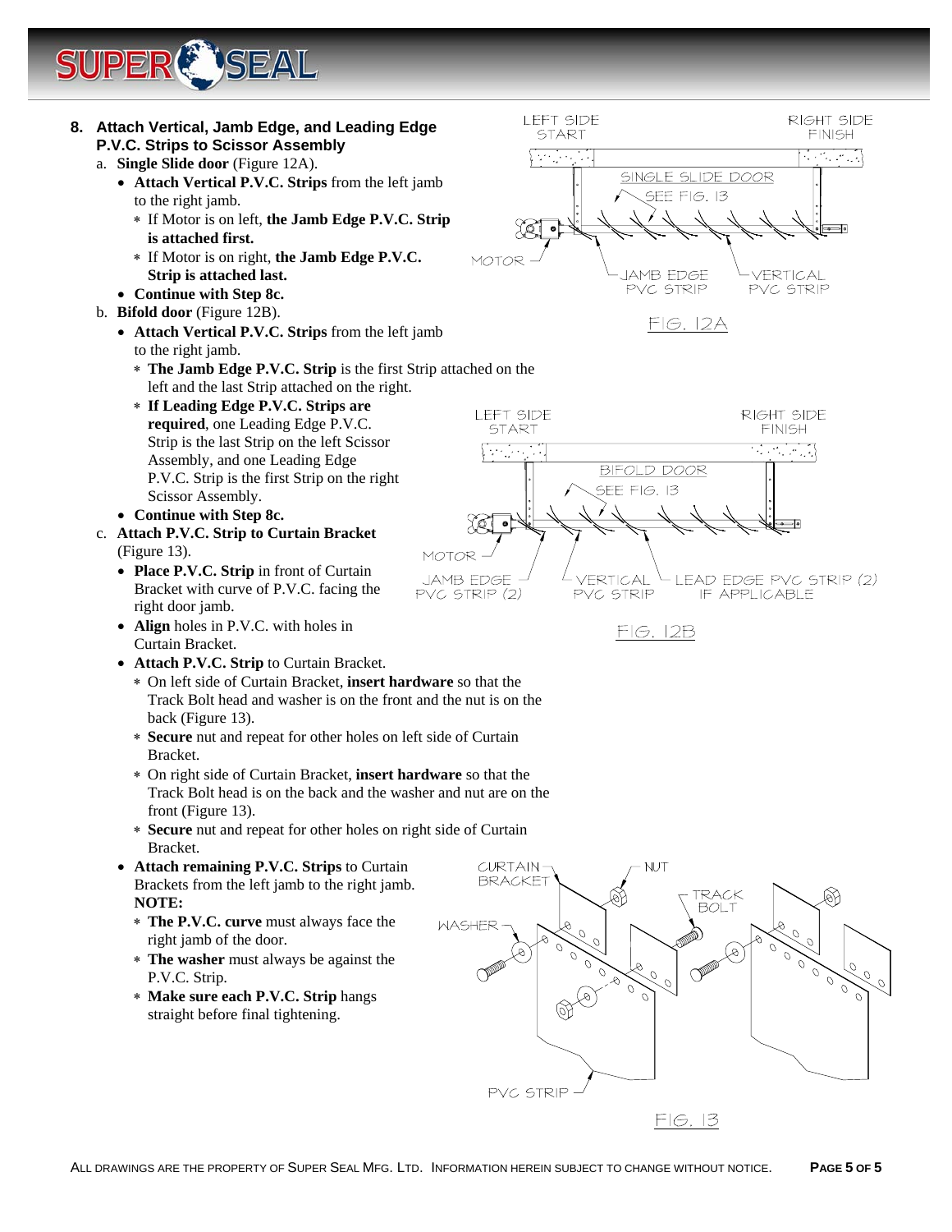## 8. Attach Vertical, Jamb Edge, and Leading Edge P.V.C. Strips to Scissor Assembly

a. **Single Slide door** (Figure 12A).
   - **Attach Vertical P.V.C. Strips** from the left jamb to the right jamb.
     - * If Motor is on left, **the Jamb Edge P.V.C. Strip is attached first.**
     - * If Motor is on right, **the Jamb Edge P.V.C. Strip is attached last.**
   - **Continue with Step 8c.**

b. **Bifold door** (Figure 12B).
   - **Attach Vertical P.V.C. Strips** from the left jamb to the right jamb.
     - * **The Jamb Edge P.V.C. Strip** is the first Strip attached on the left and the last Strip attached on the right.
     - * **If Leading Edge P.V.C. Strips are required**, one Leading Edge P.V.C. Strip is the last Strip on the left Scissor Assembly, and one Leading Edge P.V.C. Strip is the first Strip on the right Scissor Assembly.
   - **Continue with Step 8c.**

c. **Attach P.V.C. Strip to Curtain Bracket** (Figure 13).
   - **Place P.V.C. Strip** in front of Curtain Bracket with curve of P.V.C. facing the right door jamb.
   - **Align** holes in P.V.C. with holes in Curtain Bracket.
   - **Attach P.V.C. Strip** to Curtain Bracket.
     - * On left side of Curtain Bracket, **insert hardware** so that the Track Bolt head and washer is on the front and the nut is on the back (Figure 13).
     - * **Secure** nut and repeat for other holes on left side of Curtain Bracket.
     - * On right side of Curtain Bracket, **insert hardware** so that the Track Bolt head is on the back and the washer and nut are on the front (Figure 13).
     - * **Secure** nut and repeat for other holes on right side of Curtain Bracket.
   - **Attach remaining P.V.C. Strips** to Curtain Brackets from the left jamb to the right jamb. **NOTE:**
     - * **The P.V.C. curve** must always face the right jamb of the door.
     - * **The washer** must always be against the P.V.C. Strip.
     - * **Make sure each P.V.C. Strip** hangs straight before final tightening.

LEFT SIDE START — RIGHT SIDE FINISH — SINGLE SLIDE DOOR — SEE FIG. 13 — MOTOR — JAMB EDGE PVC STRIP — VERTICAL PVC STRIP

FIG. 12A

LEFT SIDE START — RIGHT SIDE FINISH — BIFOLD DOOR — SEE FIG. 13 — MOTOR — JAMB EDGE PVC STRIP (2) — VERTICAL PVC STRIP — LEAD EDGE PVC STRIP (2) IF APPLICABLE

FIG. 12B

CURTAIN BRACKET — NUT — TRACK BOLT — WASHER — PVC STRIP

FIG. 13

ALL DRAWINGS ARE THE PROPERTY OF SUPER SEAL MFG. LTD. INFORMATION HEREIN SUBJECT TO CHANGE WITHOUT NOTICE.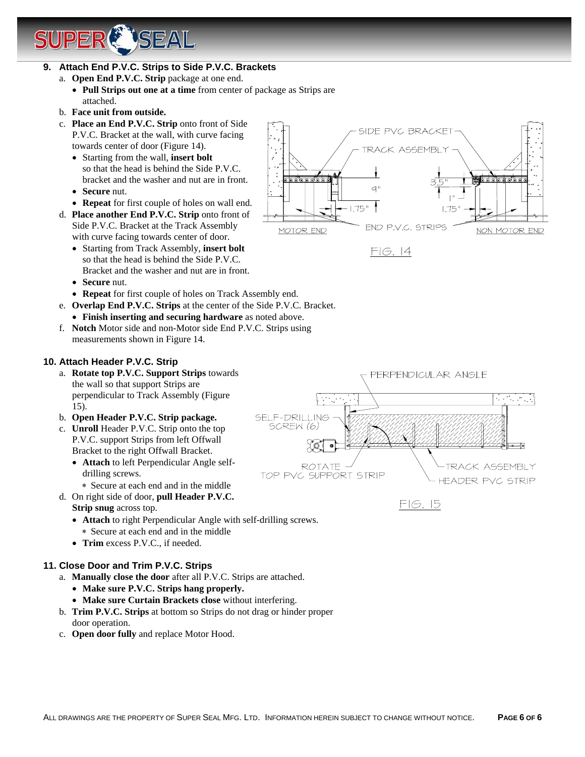## 9. Attach End P.V.C. Strips to Side P.V.C. Brackets

a. **Open End P.V.C. Strip** package at one end.
   - **Pull Strips out one at a time** from center of package as Strips are attached.

b. **Face unit from outside.**

c. **Place an End P.V.C. Strip** onto front of Side P.V.C. Bracket at the wall, with curve facing towards center of door (Figure 14).
   - Starting from the wall, **insert bolt** so that the head is behind the Side P.V.C. bracket and the washer and nut are in front.
   - **Secure** nut.
   - **Repeat** for first couple of holes on wall end.

d. **Place another End P.V.C. Strip** onto front of Side P.V.C. Bracket at the Track Assembly with curve facing towards center of door.
   - Starting from Track Assembly, **insert bolt** so that the head is behind the Side P.V.C. Bracket and the washer and nut are in front.
   - **Secure** nut.
   - **Repeat** for first couple of holes on Track Assembly end.

e. **Overlap End P.V.C. Strips** at the center of the Side P.V.C. Bracket.
   - **Finish inserting and securing hardware** as noted above.

f. **Notch** Motor side and non-Motor side End P.V.C. Strips using measurements shown in Figure 14.

FIG. 14

## 10. Attach Header P.V.C. Strip

a. **Rotate top P.V.C. Support Strips** towards the wall so that support Strips are perpendicular to Track Assembly (Figure 15).

b. **Open Header P.V.C. Strip package.**

c. **Unroll** Header P.V.C. Strip onto the top P.V.C. support Strips from left Offwall Bracket to the right Offwall Bracket.
   - **Attach** to left Perpendicular Angle self-drilling screws.
     - ∗ Secure at each end and in the middle

d. On right side of door, **pull Header P.V.C. Strip snug** across top.
   - **Attach** to right Perpendicular Angle with self-drilling screws.
     - ∗ Secure at each end and in the middle
   - **Trim** excess P.V.C., if needed.

FIG. 15

## 11. Close Door and Trim P.V.C. Strips

a. **Manually close the door** after all P.V.C. Strips are attached.
   - **Make sure P.V.C. Strips hang properly.**
   - **Make sure Curtain Brackets close** without interfering.

b. **Trim P.V.C. Strips** at bottom so Strips do not drag or hinder proper door operation.

c. **Open door fully** and replace Motor Hood.

All drawings are the property of Super Seal Mfg. Ltd. Information herein subject to change without notice.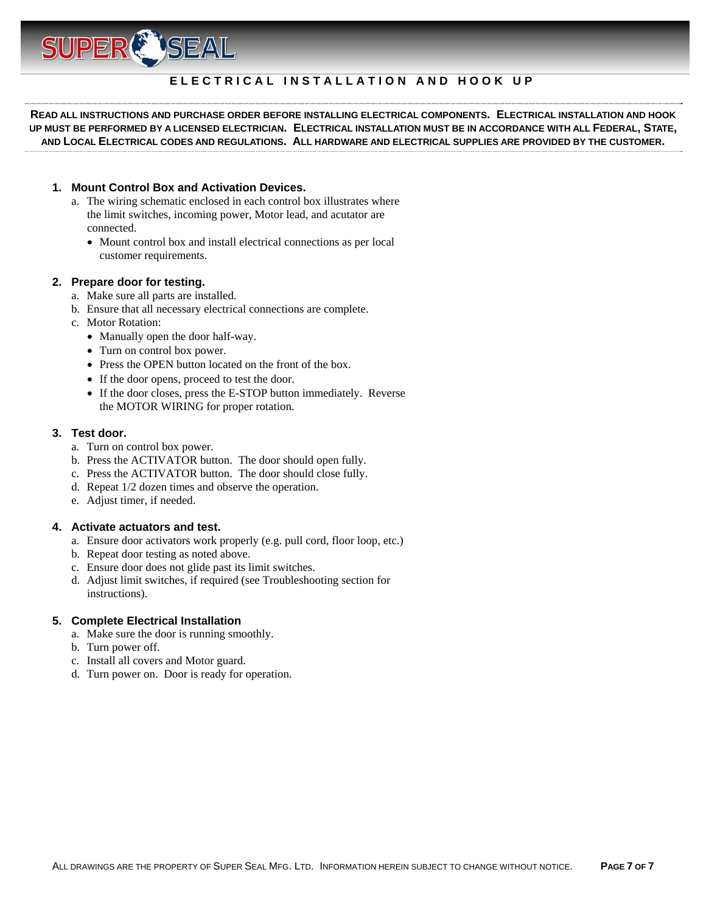## ELECTRICAL INSTALLATION AND HOOK UP

**READ ALL INSTRUCTIONS AND PURCHASE ORDER BEFORE INSTALLING ELECTRICAL COMPONENTS. ELECTRICAL INSTALLATION AND HOOK UP MUST BE PERFORMED BY A LICENSED ELECTRICIAN. ELECTRICAL INSTALLATION MUST BE IN ACCORDANCE WITH ALL FEDERAL, STATE, AND LOCAL ELECTRICAL CODES AND REGULATIONS. ALL HARDWARE AND ELECTRICAL SUPPLIES ARE PROVIDED BY THE CUSTOMER.**

### 1. Mount Control Box and Activation Devices.

a. The wiring schematic enclosed in each control box illustrates where the limit switches, incoming power, Motor lead, and acutator are connected.
   - Mount control box and install electrical connections as per local customer requirements.

### 2. Prepare door for testing.

a. Make sure all parts are installed.
b. Ensure that all necessary electrical connections are complete.
c. Motor Rotation:
   - Manually open the door half-way.
   - Turn on control box power.
   - Press the OPEN button located on the front of the box.
   - If the door opens, proceed to test the door.
   - If the door closes, press the E-STOP button immediately. Reverse the MOTOR WIRING for proper rotation.

### 3. Test door.

a. Turn on control box power.
b. Press the ACTIVATOR button. The door should open fully.
c. Press the ACTIVATOR button. The door should close fully.
d. Repeat 1/2 dozen times and observe the operation.
e. Adjust timer, if needed.

### 4. Activate actuators and test.

a. Ensure door activators work properly (e.g. pull cord, floor loop, etc.)
b. Repeat door testing as noted above.
c. Ensure door does not glide past its limit switches.
d. Adjust limit switches, if required (see Troubleshooting section for instructions).

### 5. Complete Electrical Installation

a. Make sure the door is running smoothly.
b. Turn power off.
c. Install all covers and Motor guard.
d. Turn power on. Door is ready for operation.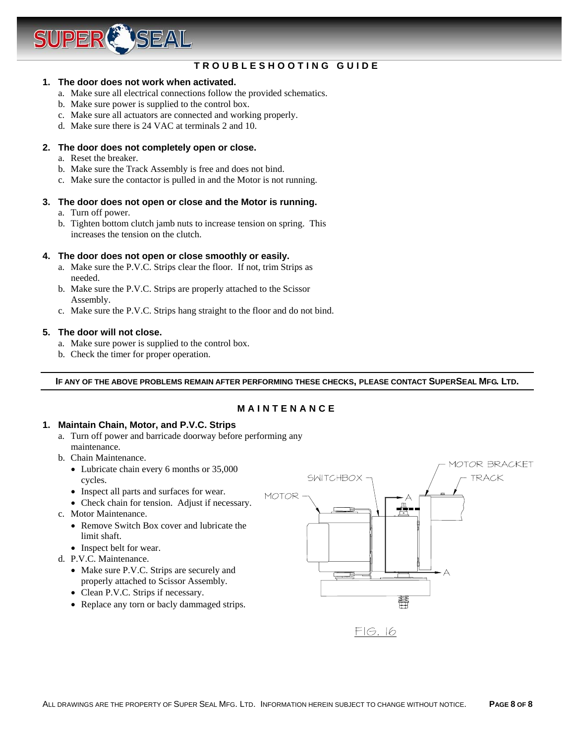## TROUBLESHOOTING GUIDE

1. **The door does not work when activated.**
   a. Make sure all electrical connections follow the provided schematics.
   b. Make sure power is supplied to the control box.
   c. Make sure all actuators are connected and working properly.
   d. Make sure there is 24 VAC at terminals 2 and 10.

2. **The door does not completely open or close.**
   a. Reset the breaker.
   b. Make sure the Track Assembly is free and does not bind.
   c. Make sure the contactor is pulled in and the Motor is not running.

3. **The door does not open or close and the Motor is running.**
   a. Turn off power.
   b. Tighten bottom clutch jamb nuts to increase tension on spring. This increases the tension on the clutch.

4. **The door does not open or close smoothly or easily.**
   a. Make sure the P.V.C. Strips clear the floor. If not, trim Strips as needed.
   b. Make sure the P.V.C. Strips are properly attached to the Scissor Assembly.
   c. Make sure the P.V.C. Strips hang straight to the floor and do not bind.

5. **The door will not close.**
   a. Make sure power is supplied to the control box.
   b. Check the timer for proper operation.

---

**IF ANY OF THE ABOVE PROBLEMS REMAIN AFTER PERFORMING THESE CHECKS, PLEASE CONTACT SUPERSEAL MFG. LTD.**

---

## MAINTENANCE

1. **Maintain Chain, Motor, and P.V.C. Strips**
   a. Turn off power and barricade doorway before performing any maintenance.
   b. Chain Maintenance.
      - Lubricate chain every 6 months or 35,000 cycles.
      - Inspect all parts and surfaces for wear.
      - Check chain for tension. Adjust if necessary.
   c. Motor Maintenance.
      - Remove Switch Box cover and lubricate the limit shaft.
      - Inspect belt for wear.
   d. P.V.C. Maintenance.
      - Make sure P.V.C. Strips are securely and properly attached to Scissor Assembly.
      - Clean P.V.C. Strips if necessary.
      - Replace any torn or bacly dammaged strips.

MOTOR BRACKET
SWITCHBOX
TRACK
MOTOR
A
A

FIG. 16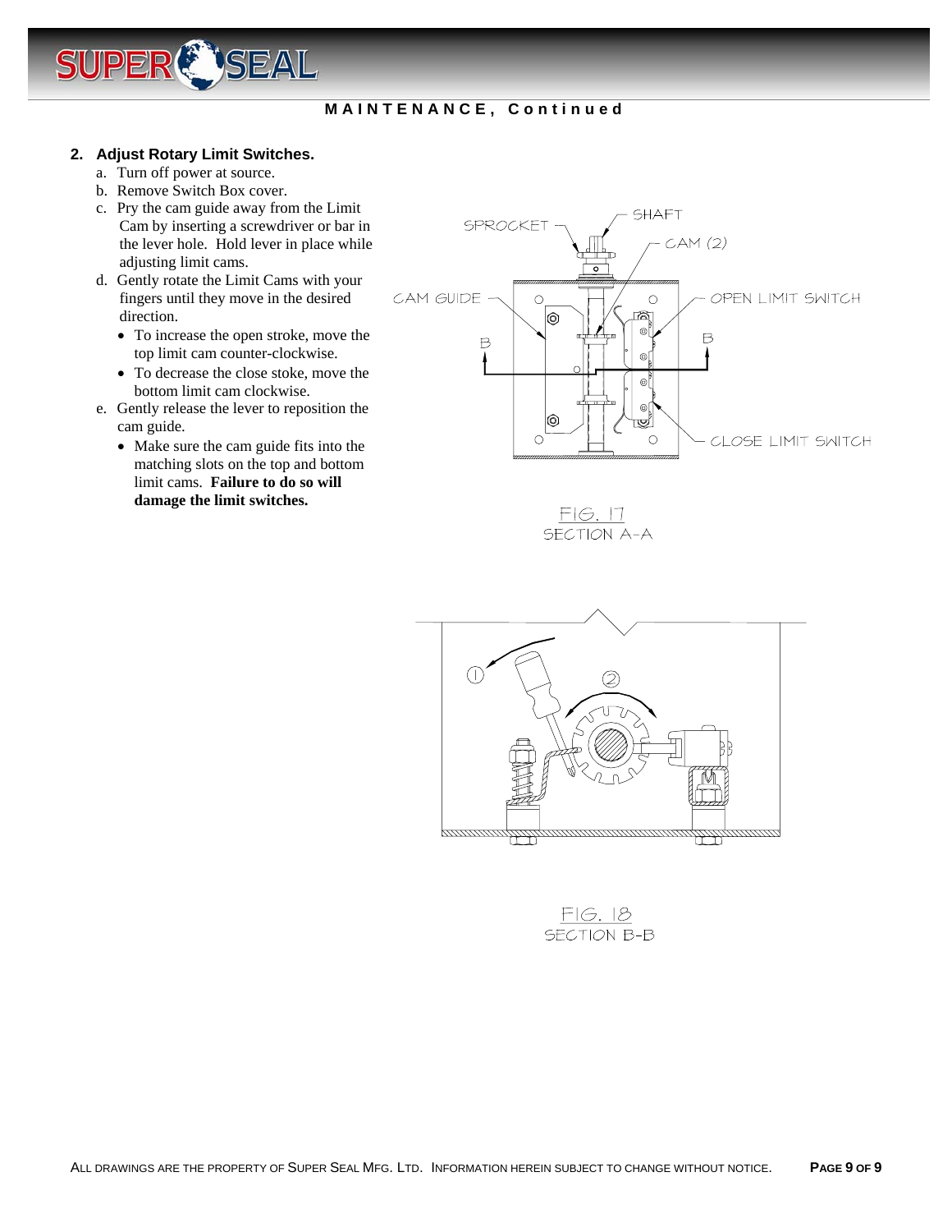**MAINTENANCE, Continued**

## 2. Adjust Rotary Limit Switches.

a. Turn off power at source.

b. Remove Switch Box cover.

c. Pry the cam guide away from the Limit Cam by inserting a screwdriver or bar in the lever hole. Hold lever in place while adjusting limit cams.

d. Gently rotate the Limit Cams with your fingers until they move in the desired direction.

- To increase the open stroke, move the top limit cam counter-clockwise.
- To decrease the close stoke, move the bottom limit cam clockwise.

e. Gently release the lever to reposition the cam guide.

- Make sure the cam guide fits into the matching slots on the top and bottom limit cams. **Failure to do so will damage the limit switches.**

SPROCKET, SHAFT, CAM (2), CAM GUIDE, OPEN LIMIT SWITCH, CLOSE LIMIT SWITCH

FIG. 17
SECTION A-A

FIG. 18
SECTION B-B

ALL DRAWINGS ARE THE PROPERTY OF SUPER SEAL MFG. LTD. INFORMATION HEREIN SUBJECT TO CHANGE WITHOUT NOTICE.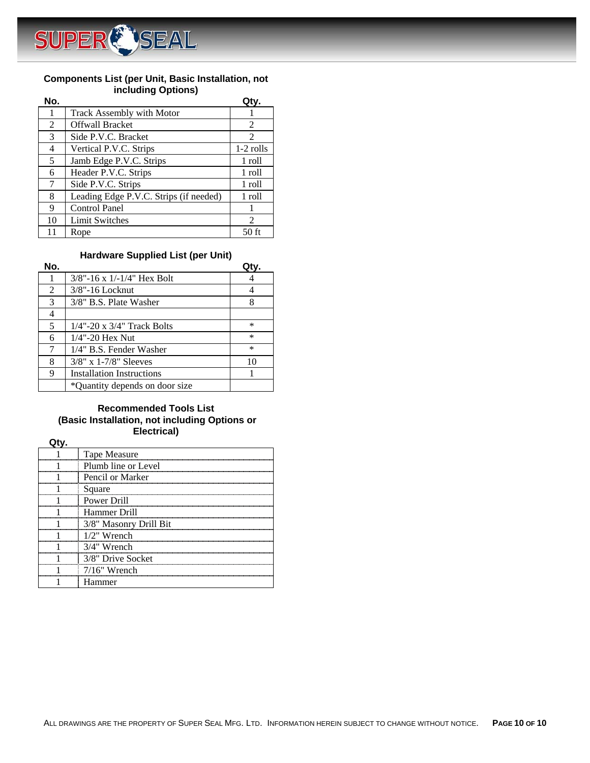### Components List (per Unit, Basic Installation, not including Options)

| No. | | Qty. |
|---|---|---|
| 1 | Track Assembly with Motor | 1 |
| 2 | Offwall Bracket | 2 |
| 3 | Side P.V.C. Bracket | 2 |
| 4 | Vertical P.V.C. Strips | 1-2 rolls |
| 5 | Jamb Edge P.V.C. Strips | 1 roll |
| 6 | Header P.V.C. Strips | 1 roll |
| 7 | Side P.V.C. Strips | 1 roll |
| 8 | Leading Edge P.V.C. Strips (if needed) | 1 roll |
| 9 | Control Panel | 1 |
| 10 | Limit Switches | 2 |
| 11 | Rope | 50 ft |

### Hardware Supplied List (per Unit)

| No. | | Qty. |
|---|---|---|
| 1 | 3/8"-16 x 1/-1/4" Hex Bolt | 4 |
| 2 | 3/8"-16 Locknut | 4 |
| 3 | 3/8" B.S. Plate Washer | 8 |
| 4 | | |
| 5 | 1/4"-20 x 3/4" Track Bolts | * |
| 6 | 1/4"-20 Hex Nut | * |
| 7 | 1/4" B.S. Fender Washer | * |
| 8 | 3/8" x 1-7/8" Sleeves | 10 |
| 9 | Installation Instructions | 1 |
| | *Quantity depends on door size | |

### Recommended Tools List (Basic Installation, not including Options or Electrical)

| Qty. | |
|---|---|
| 1 | Tape Measure |
| 1 | Plumb line or Level |
| 1 | Pencil or Marker |
| 1 | Square |
| 1 | Power Drill |
| 1 | Hammer Drill |
| 1 | 3/8" Masonry Drill Bit |
| 1 | 1/2" Wrench |
| 1 | 3/4" Wrench |
| 1 | 3/8" Drive Socket |
| 1 | 7/16" Wrench |
| 1 | Hammer |